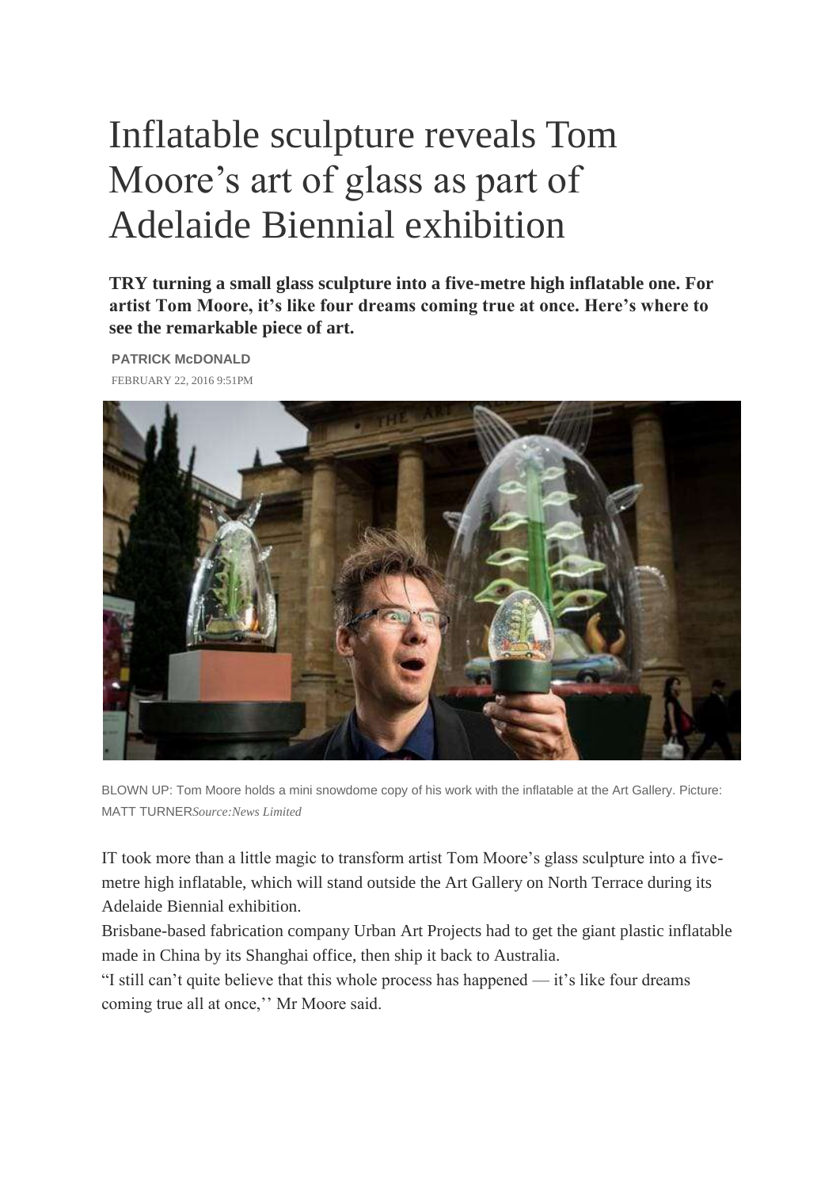# Inflatable sculpture reveals Tom Moore's art of glass as part of Adelaide Biennial exhibition

**TRY turning a small glass sculpture into a five-metre high inflatable one. For artist Tom Moore, it's like four dreams coming true at once. Here's where to see the remarkable piece of art.**

**PATRICK McDONALD**

FEBRUARY 22, 2016 9:51PM

BLOWN UP: Tom Moore holds a mini snowdome copy of his work with the inflatable at the Art Gallery. Picture: MATT TURNER*Source:News Limited*

IT took more than a little magic to transform artist Tom Moore's glass sculpture into a five-metre high inflatable, which will stand outside the Art Gallery on North Terrace during its Adelaide Biennial exhibition.

Brisbane-based fabrication company Urban Art Projects had to get the giant plastic inflatable made in China by its Shanghai office, then ship it back to Australia.

"I still can't quite believe that this whole process has happened — it's like four dreams coming true all at once,'' Mr Moore said.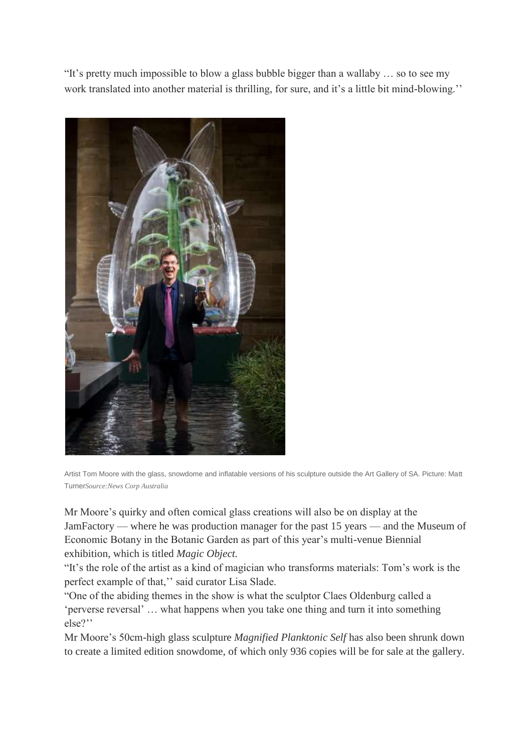"It's pretty much impossible to blow a glass bubble bigger than a wallaby … so to see my work translated into another material is thrilling, for sure, and it's a little bit mind-blowing.''

Artist Tom Moore with the glass, snowdome and inflatable versions of his sculpture outside the Art Gallery of SA. Picture: Matt Turner*Source:News Corp Australia*

Mr Moore's quirky and often comical glass creations will also be on display at the JamFactory — where he was production manager for the past 15 years — and the Museum of Economic Botany in the Botanic Garden as part of this year's multi-venue Biennial exhibition, which is titled *Magic Object.*

"It's the role of the artist as a kind of magician who transforms materials: Tom's work is the perfect example of that,'' said curator Lisa Slade.

"One of the abiding themes in the show is what the sculptor Claes Oldenburg called a 'perverse reversal' … what happens when you take one thing and turn it into something else?''

Mr Moore's 50cm-high glass sculpture *Magnified Planktonic Self* has also been shrunk down to create a limited edition snowdome, of which only 936 copies will be for sale at the gallery.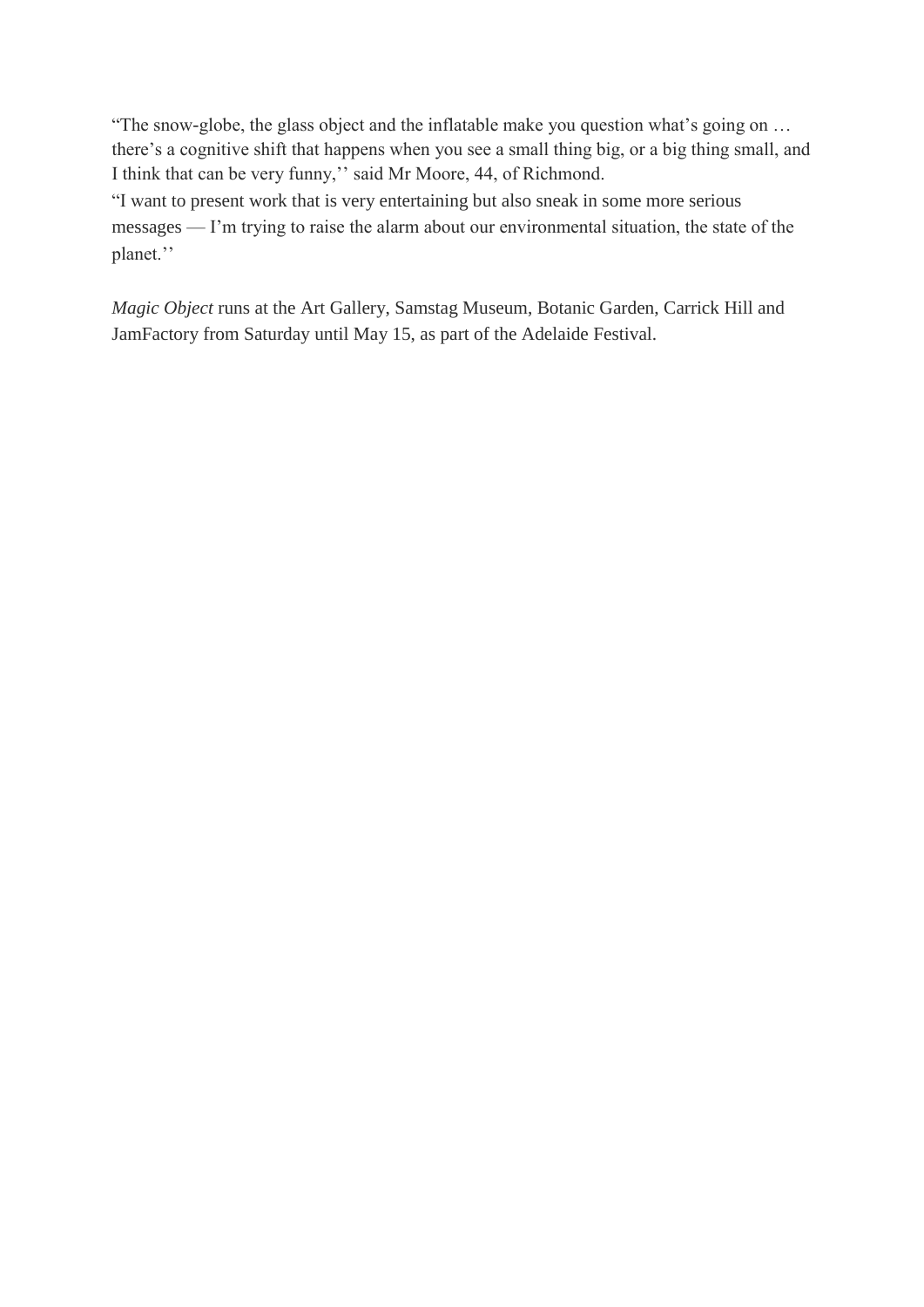"The snow-globe, the glass object and the inflatable make you question what's going on … there's a cognitive shift that happens when you see a small thing big, or a big thing small, and I think that can be very funny,'' said Mr Moore, 44, of Richmond.

"I want to present work that is very entertaining but also sneak in some more serious messages — I'm trying to raise the alarm about our environmental situation, the state of the planet.''

*Magic Object* runs at the Art Gallery, Samstag Museum, Botanic Garden, Carrick Hill and JamFactory from Saturday until May 15, as part of the Adelaide Festival.